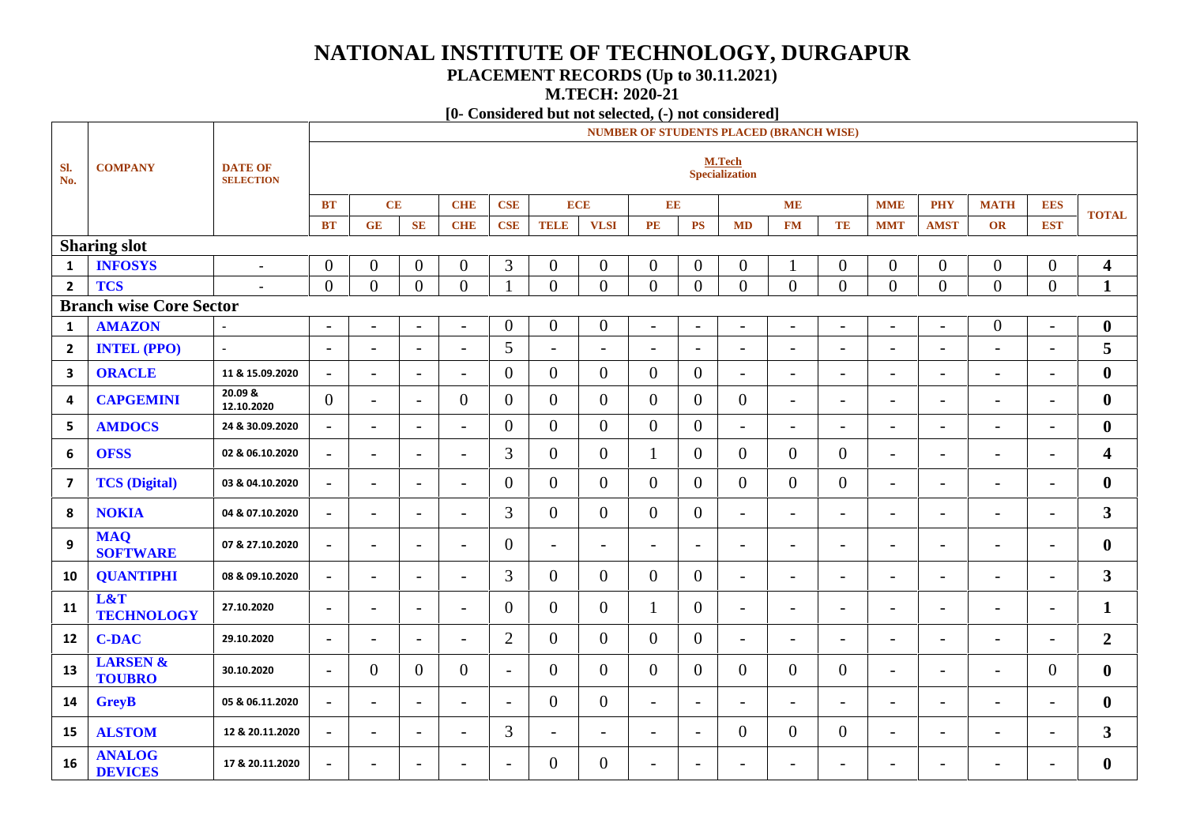# NATIONAL INSTITUTE OF TECHNOLOGY, DURGAPUR

## PLACEMENT RECORDS (Up to 30.11.2021)

## M.TECH: 2020-21

**[0- Considered but not selected, (-) not considered]**

| Sl. No. | COMPANY | DATE OF SELECTION | NUMBER OF STUDENTS PLACED (BRANCH WISE) M.Tech Specialization | | | | | | | | | | | | | | | | | TOTAL |
|---|---|---|---|---|---|---|---|---|---|---|---|---|---|---|---|---|---|---|
| | | | BT | CE | | CHE | CSE | ECE | | EE | | ME | | | MME | PHY | MATH | EES | |
| | | | BT | GE | SE | CHE | CSE | TELE | VLSI | PE | PS | MD | FM | TE | MMT | AMST | OR | EST | |
| **Sharing slot** | | | | | | | | | | | | | | | | | | | |
| 1 | INFOSYS | - | 0 | 0 | 0 | 0 | 3 | 0 | 0 | 0 | 0 | 0 | 1 | 0 | 0 | 0 | 0 | 0 | **4** |
| 2 | TCS | - | 0 | 0 | 0 | 0 | 1 | 0 | 0 | 0 | 0 | 0 | 0 | 0 | 0 | 0 | 0 | 0 | **1** |
| **Branch wise Core Sector** | | | | | | | | | | | | | | | | | | | |
| 1 | AMAZON | - | - | - | - | - | 0 | 0 | 0 | - | - | - | - | - | - | - | 0 | - | **0** |
| 2 | INTEL (PPO) | - | - | - | - | - | 5 | - | - | - | - | - | - | - | - | - | - | - | **5** |
| 3 | ORACLE | 11 & 15.09.2020 | - | - | - | - | 0 | 0 | 0 | 0 | 0 | - | - | - | - | - | - | - | **0** |
| 4 | CAPGEMINI | 20.09 & 12.10.2020 | 0 | - | - | 0 | 0 | 0 | 0 | 0 | 0 | 0 | - | - | - | - | - | - | **0** |
| 5 | AMDOCS | 24 & 30.09.2020 | - | - | - | - | 0 | 0 | 0 | 0 | 0 | - | - | - | - | - | - | - | **0** |
| 6 | OFSS | 02 & 06.10.2020 | - | - | - | - | 3 | 0 | 0 | 1 | 0 | 0 | 0 | 0 | - | - | - | - | **4** |
| 7 | TCS (Digital) | 03 & 04.10.2020 | - | - | - | - | 0 | 0 | 0 | 0 | 0 | 0 | 0 | 0 | - | - | - | - | **0** |
| 8 | NOKIA | 04 & 07.10.2020 | - | - | - | - | 3 | 0 | 0 | 0 | 0 | - | - | - | - | - | - | - | **3** |
| 9 | MAQ SOFTWARE | 07 & 27.10.2020 | - | - | - | - | 0 | - | - | - | - | - | - | - | - | - | - | - | **0** |
| 10 | QUANTIPHI | 08 & 09.10.2020 | - | - | - | - | 3 | 0 | 0 | 0 | 0 | - | - | - | - | - | - | - | **3** |
| 11 | L&T TECHNOLOGY | 27.10.2020 | - | - | - | - | 0 | 0 | 0 | 1 | 0 | - | - | - | - | - | - | - | **1** |
| 12 | C-DAC | 29.10.2020 | - | - | - | - | 2 | 0 | 0 | 0 | 0 | - | - | - | - | - | - | - | **2** |
| 13 | LARSEN & TOUBRO | 30.10.2020 | - | 0 | 0 | 0 | - | 0 | 0 | 0 | 0 | 0 | 0 | 0 | - | - | - | 0 | **0** |
| 14 | GreyB | 05 & 06.11.2020 | - | - | - | - | - | 0 | 0 | - | - | - | - | - | - | - | - | - | **0** |
| 15 | ALSTOM | 12 & 20.11.2020 | - | - | - | - | 3 | - | - | - | - | 0 | 0 | 0 | - | - | - | - | **3** |
| 16 | ANALOG DEVICES | 17 & 20.11.2020 | - | - | - | - | - | 0 | 0 | - | - | - | - | - | - | - | - | - | **0** |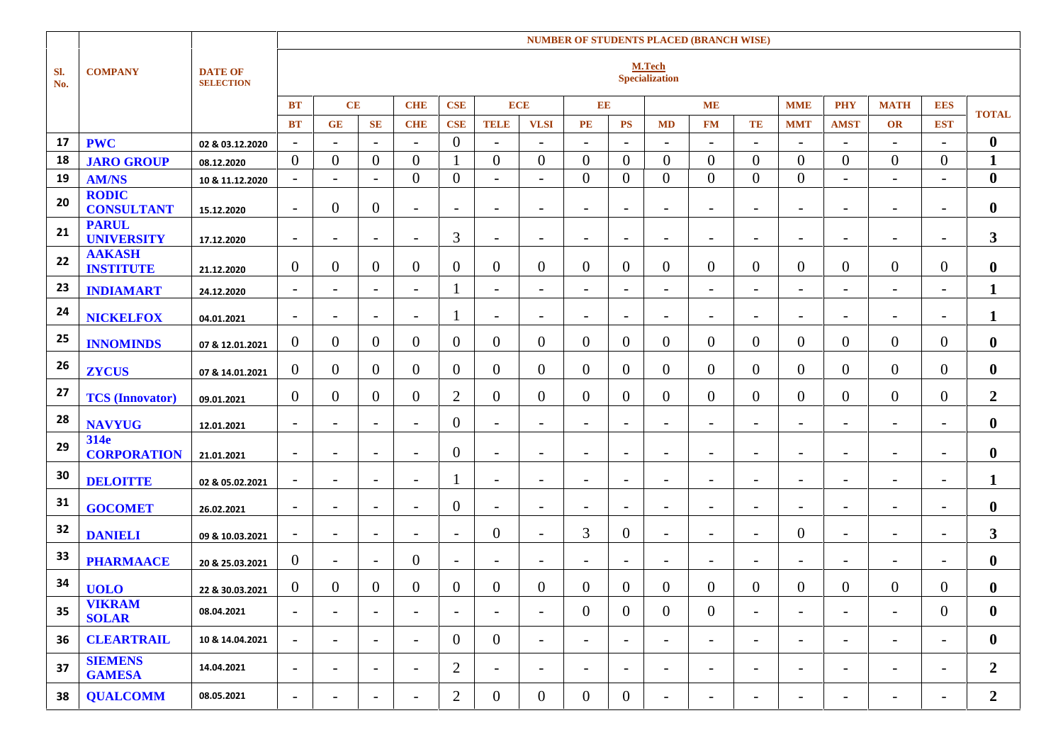| Sl. No. | COMPANY | DATE OF SELECTION | NUMBER OF STUDENTS PLACED (BRANCH WISE) | | | | | | | | | | | | | | | | | |
|---|---|---|---|---|---|---|---|---|---|---|---|---|---|---|---|---|---|---|---|---|
| | | | M.Tech Specialization | | | | | | | | | | | | | | | | | |
| | | | BT | CE | | CHE | CSE | ECE | | EE | | ME | | | MME | PHY | MATH | EES | TOTAL |
| | | | BT | GE | SE | CHE | CSE | TELE | VLSI | PE | PS | MD | FM | TE | MMT | AMST | OR | EST | |
| 17 | PWC | 02 & 03.12.2020 | - | - | - | - | 0 | - | - | - | - | - | - | - | - | - | - | - | 0 |
| 18 | JARO GROUP | 08.12.2020 | 0 | 0 | 0 | 0 | 1 | 0 | 0 | 0 | 0 | 0 | 0 | 0 | 0 | 0 | 0 | 0 | 1 |
| 19 | AM/NS | 10 & 11.12.2020 | - | - | - | 0 | 0 | - | - | 0 | 0 | 0 | 0 | 0 | 0 | - | - | - | 0 |
| 20 | RODIC CONSULTANT | 15.12.2020 | - | 0 | 0 | - | - | - | - | - | - | - | - | - | - | - | - | - | 0 |
| 21 | PARUL UNIVERSITY | 17.12.2020 | - | - | - | - | 3 | - | - | - | - | - | - | - | - | - | - | - | 3 |
| 22 | AAKASH INSTITUTE | 21.12.2020 | 0 | 0 | 0 | 0 | 0 | 0 | 0 | 0 | 0 | 0 | 0 | 0 | 0 | 0 | 0 | 0 | 0 |
| 23 | INDIAMART | 24.12.2020 | - | - | - | - | 1 | - | - | - | - | - | - | - | - | - | - | - | 1 |
| 24 | NICKELFOX | 04.01.2021 | - | - | - | - | 1 | - | - | - | - | - | - | - | - | - | - | - | 1 |
| 25 | INNOMINDS | 07 & 12.01.2021 | 0 | 0 | 0 | 0 | 0 | 0 | 0 | 0 | 0 | 0 | 0 | 0 | 0 | 0 | 0 | 0 | 0 |
| 26 | ZYCUS | 07 & 14.01.2021 | 0 | 0 | 0 | 0 | 0 | 0 | 0 | 0 | 0 | 0 | 0 | 0 | 0 | 0 | 0 | 0 | 0 |
| 27 | TCS (Innovator) | 09.01.2021 | 0 | 0 | 0 | 0 | 2 | 0 | 0 | 0 | 0 | 0 | 0 | 0 | 0 | 0 | 0 | 0 | 2 |
| 28 | NAVYUG | 12.01.2021 | - | - | - | - | 0 | - | - | - | - | - | - | - | - | - | - | - | 0 |
| 29 | 314e CORPORATION | 21.01.2021 | - | - | - | - | 0 | - | - | - | - | - | - | - | - | - | - | - | 0 |
| 30 | DELOITTE | 02 & 05.02.2021 | - | - | - | - | 1 | - | - | - | - | - | - | - | - | - | - | - | 1 |
| 31 | GOCOMET | 26.02.2021 | - | - | - | - | 0 | - | - | - | - | - | - | - | - | - | - | - | 0 |
| 32 | DANIELI | 09 & 10.03.2021 | - | - | - | - | - | 0 | - | 3 | 0 | - | - | - | 0 | - | - | - | 3 |
| 33 | PHARMAACE | 20 & 25.03.2021 | 0 | - | - | 0 | - | - | - | - | - | - | - | - | - | - | - | - | 0 |
| 34 | UOLO | 22 & 30.03.2021 | 0 | 0 | 0 | 0 | 0 | 0 | 0 | 0 | 0 | 0 | 0 | 0 | 0 | 0 | 0 | 0 | 0 |
| 35 | VIKRAM SOLAR | 08.04.2021 | - | - | - | - | - | - | - | 0 | 0 | 0 | 0 | - | - | - | - | 0 | 0 |
| 36 | CLEARTRAIL | 10 & 14.04.2021 | - | - | - | - | 0 | 0 | - | - | - | - | - | - | - | - | - | - | 0 |
| 37 | SIEMENS GAMESA | 14.04.2021 | - | - | - | - | 2 | - | - | - | - | - | - | - | - | - | - | - | 2 |
| 38 | QUALCOMM | 08.05.2021 | - | - | - | - | 2 | 0 | 0 | 0 | 0 | - | - | - | - | - | - | - | 2 |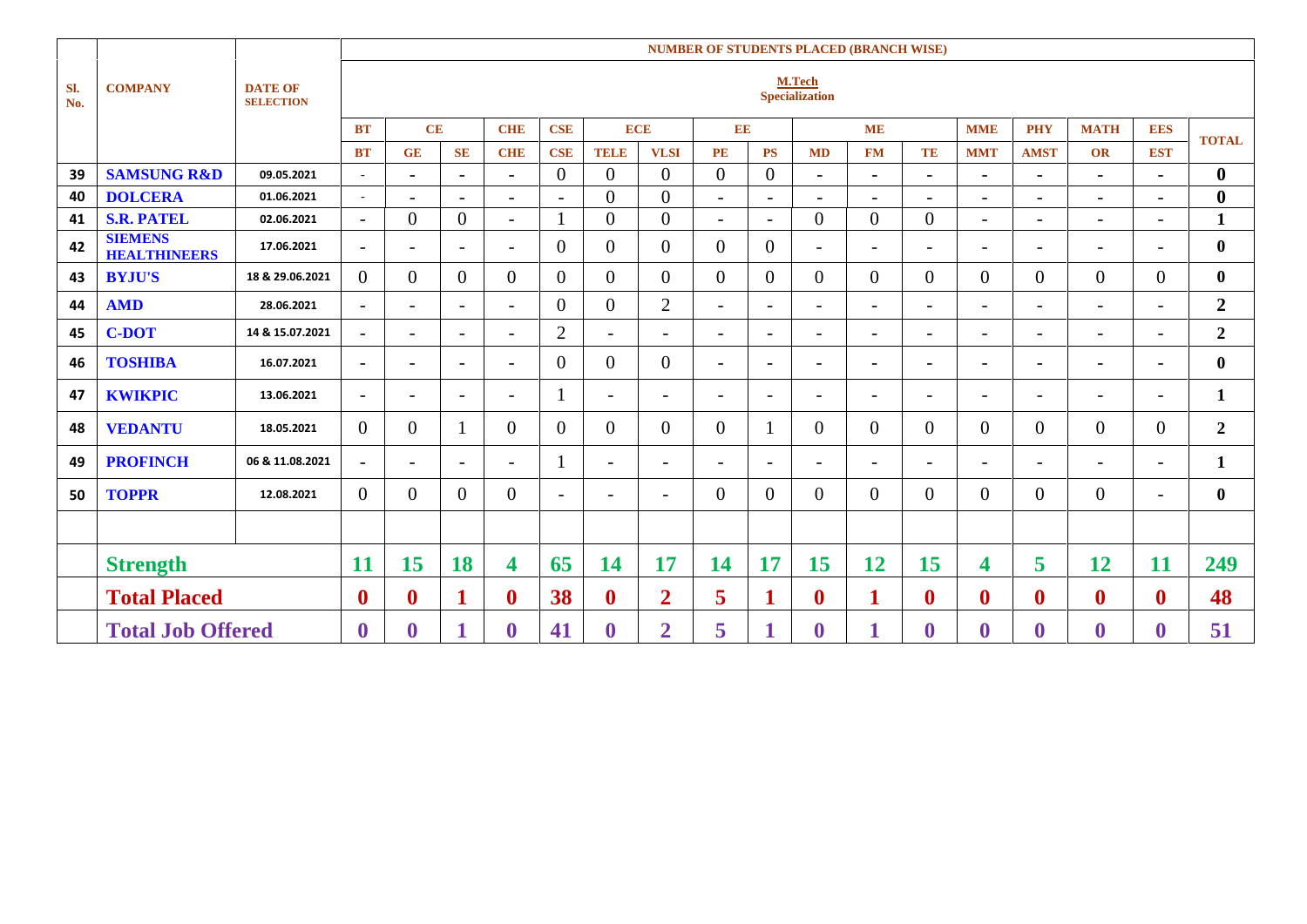| Sl. No. | COMPANY | DATE OF SELECTION | NUMBER OF STUDENTS PLACED (BRANCH WISE) | | | | | | | | | | | | | | | | | |
|---|---|---|---|---|---|---|---|---|---|---|---|---|---|---|---|---|---|---|---|---|
| | | | M.Tech Specialization | | | | | | | | | | | | | | | | | |
| | | | BT | CE | | CHE | CSE | ECE | | EE | | ME | | | MME | PHY | MATH | EES | TOTAL |
| | | | BT | GE | SE | CHE | CSE | TELE | VLSI | PE | PS | MD | FM | TE | MMT | AMST | OR | EST | |
| 39 | SAMSUNG R&D | 09.05.2021 | - | - | - | - | 0 | 0 | 0 | 0 | 0 | - | - | - | - | - | - | - | 0 |
| 40 | DOLCERA | 01.06.2021 | - | - | - | - | - | 0 | 0 | - | - | - | - | - | - | - | - | - | 0 |
| 41 | S.R. PATEL | 02.06.2021 | - | 0 | 0 | - | 1 | 0 | 0 | - | - | 0 | 0 | 0 | - | - | - | - | 1 |
| 42 | SIEMENS HEALTHINEERS | 17.06.2021 | - | - | - | - | 0 | 0 | 0 | 0 | 0 | - | - | - | - | - | - | - | 0 |
| 43 | BYJU'S | 18 & 29.06.2021 | 0 | 0 | 0 | 0 | 0 | 0 | 0 | 0 | 0 | 0 | 0 | 0 | 0 | 0 | 0 | 0 | 0 |
| 44 | AMD | 28.06.2021 | - | - | - | - | 0 | 0 | 2 | - | - | - | - | - | - | - | - | - | 2 |
| 45 | C-DOT | 14 & 15.07.2021 | - | - | - | - | 2 | - | - | - | - | - | - | - | - | - | - | - | 2 |
| 46 | TOSHIBA | 16.07.2021 | - | - | - | - | 0 | 0 | 0 | - | - | - | - | - | - | - | - | - | 0 |
| 47 | KWIKPIC | 13.06.2021 | - | - | - | - | 1 | - | - | - | - | - | - | - | - | - | - | - | 1 |
| 48 | VEDANTU | 18.05.2021 | 0 | 0 | 1 | 0 | 0 | 0 | 0 | 0 | 1 | 0 | 0 | 0 | 0 | 0 | 0 | 0 | 2 |
| 49 | PROFINCH | 06 & 11.08.2021 | - | - | - | - | 1 | - | - | - | - | - | - | - | - | - | - | - | 1 |
| 50 | TOPPR | 12.08.2021 | 0 | 0 | 0 | 0 | - | - | - | 0 | 0 | 0 | 0 | 0 | 0 | 0 | 0 | - | 0 |
| | | | | | | | | | | | | | | | | | | | |
| | **Strength** | | 11 | 15 | 18 | 4 | 65 | 14 | 17 | 14 | 17 | 15 | 12 | 15 | 4 | 5 | 12 | 11 | 249 |
| | **Total Placed** | | 0 | 0 | 1 | 0 | 38 | 0 | 2 | 5 | 1 | 0 | 1 | 0 | 0 | 0 | 0 | 0 | 48 |
| | **Total Job Offered** | | 0 | 0 | 1 | 0 | 41 | 0 | 2 | 5 | 1 | 0 | 1 | 0 | 0 | 0 | 0 | 0 | 51 |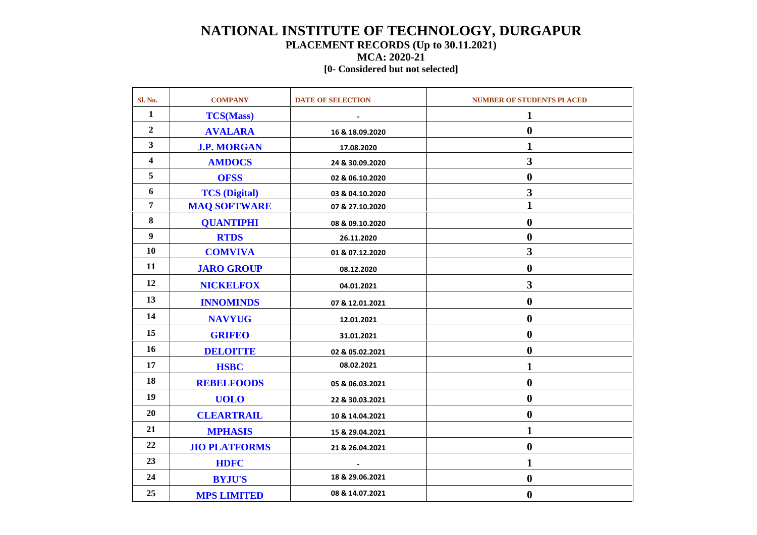# NATIONAL INSTITUTE OF TECHNOLOGY, DURGAPUR

## PLACEMENT RECORDS (Up to 30.11.2021)

### MCA: 2020-21

**[0- Considered but not selected]**

| Sl. No. | COMPANY | DATE OF SELECTION | NUMBER OF STUDENTS PLACED |
|---|---|---|---|
| 1 | TCS(Mass) | - | 1 |
| 2 | AVALARA | 16 & 18.09.2020 | 0 |
| 3 | J.P. MORGAN | 17.08.2020 | 1 |
| 4 | AMDOCS | 24 & 30.09.2020 | 3 |
| 5 | OFSS | 02 & 06.10.2020 | 0 |
| 6 | TCS (Digital) | 03 & 04.10.2020 | 3 |
| 7 | MAQ SOFTWARE | 07 & 27.10.2020 | 1 |
| 8 | QUANTIPHI | 08 & 09.10.2020 | 0 |
| 9 | RTDS | 26.11.2020 | 0 |
| 10 | COMVIVA | 01 & 07.12.2020 | 3 |
| 11 | JARO GROUP | 08.12.2020 | 0 |
| 12 | NICKELFOX | 04.01.2021 | 3 |
| 13 | INNOMINDS | 07 & 12.01.2021 | 0 |
| 14 | NAVYUG | 12.01.2021 | 0 |
| 15 | GRIFEO | 31.01.2021 | 0 |
| 16 | DELOITTE | 02 & 05.02.2021 | 0 |
| 17 | HSBC | 08.02.2021 | 1 |
| 18 | REBELFOODS | 05 & 06.03.2021 | 0 |
| 19 | UOLO | 22 & 30.03.2021 | 0 |
| 20 | CLEARTRAIL | 10 & 14.04.2021 | 0 |
| 21 | MPHASIS | 15 & 29.04.2021 | 1 |
| 22 | JIO PLATFORMS | 21 & 26.04.2021 | 0 |
| 23 | HDFC | - | 1 |
| 24 | BYJU'S | 18 & 29.06.2021 | 0 |
| 25 | MPS LIMITED | 08 & 14.07.2021 | 0 |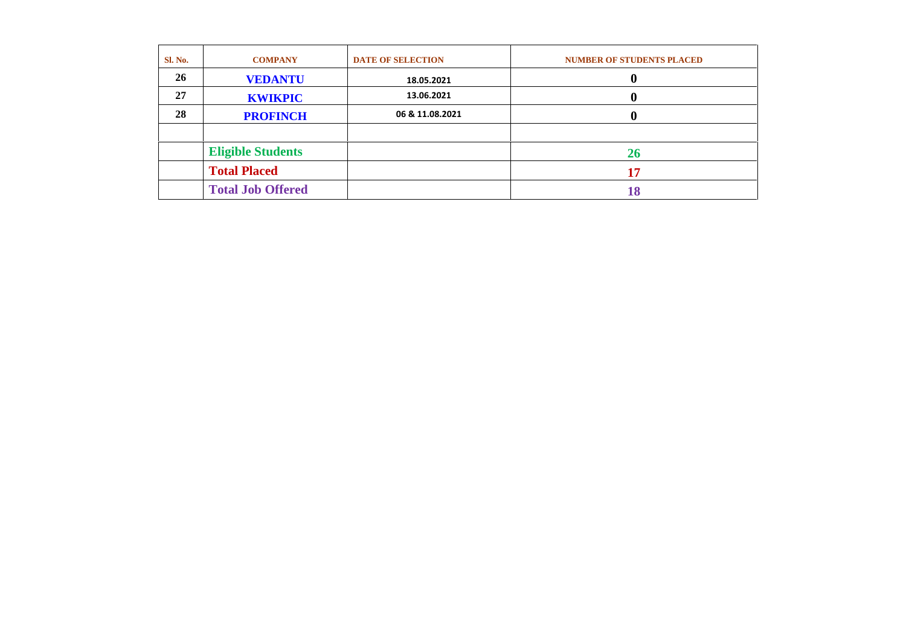| Sl. No. | COMPANY | DATE OF SELECTION | NUMBER OF STUDENTS PLACED |
|---|---|---|---|
| 26 | **VEDANTU** | 18.05.2021 | **0** |
| 27 | **KWIKPIC** | 13.06.2021 | **0** |
| 28 | **PROFINCH** | 06 & 11.08.2021 | **0** |
| | | | |
| | **Eligible Students** | | **26** |
| | **Total Placed** | | **17** |
| | **Total Job Offered** | | **18** |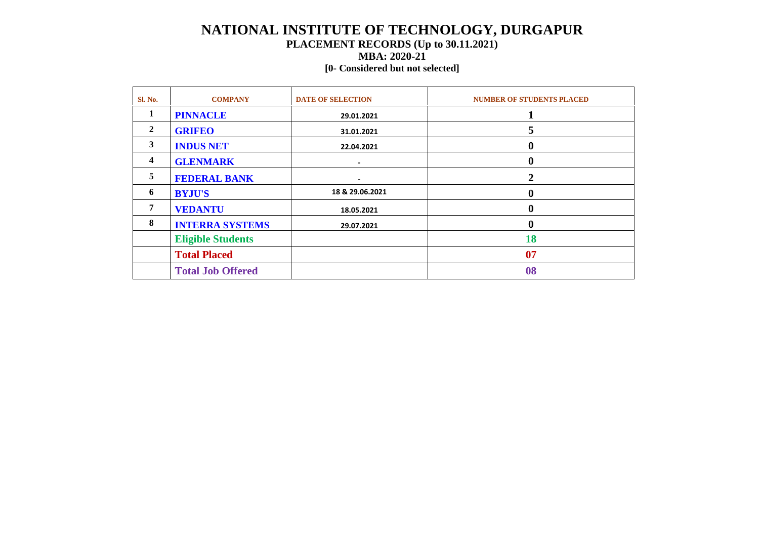# NATIONAL INSTITUTE OF TECHNOLOGY, DURGAPUR

**PLACEMENT RECORDS (Up to 30.11.2021)**

**MBA: 2020-21**

**[0- Considered but not selected]**

| Sl. No. | COMPANY | DATE OF SELECTION | NUMBER OF STUDENTS PLACED |
|---|---|---|---|
| 1 | PINNACLE | 29.01.2021 | 1 |
| 2 | GRIFEO | 31.01.2021 | 5 |
| 3 | INDUS NET | 22.04.2021 | 0 |
| 4 | GLENMARK | - | 0 |
| 5 | FEDERAL BANK | - | 2 |
| 6 | BYJU'S | 18 & 29.06.2021 | 0 |
| 7 | VEDANTU | 18.05.2021 | 0 |
| 8 | INTERRA SYSTEMS | 29.07.2021 | 0 |
| | Eligible Students | | 18 |
| | Total Placed | | 07 |
| | Total Job Offered | | 08 |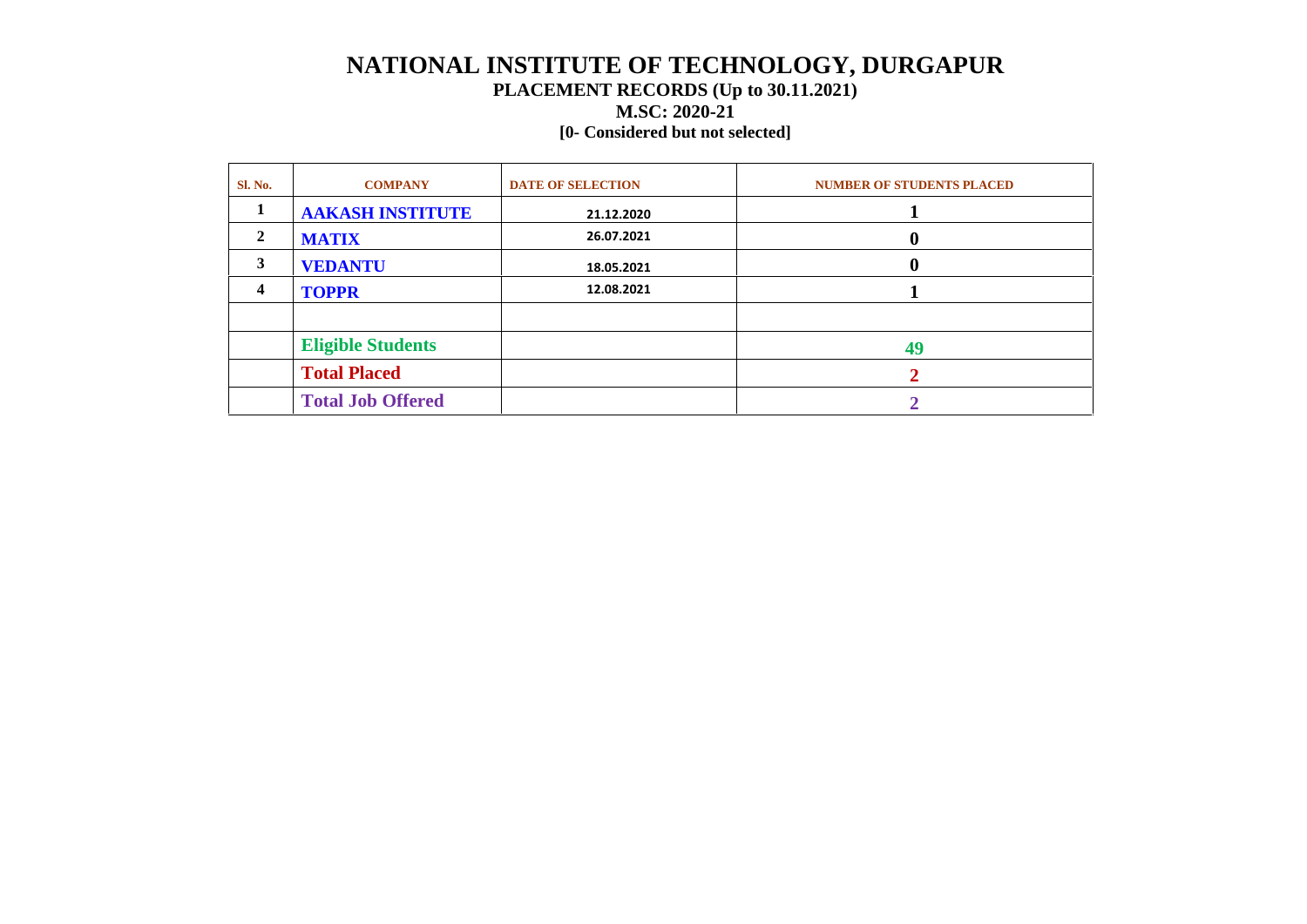# NATIONAL INSTITUTE OF TECHNOLOGY, DURGAPUR

## PLACEMENT RECORDS (Up to 30.11.2021)

## M.SC: 2020-21

**[0- Considered but not selected]**

| Sl. No. | COMPANY | DATE OF SELECTION | NUMBER OF STUDENTS PLACED |
|---|---|---|---|
| 1 | AAKASH INSTITUTE | 21.12.2020 | 1 |
| 2 | MATIX | 26.07.2021 | 0 |
| 3 | VEDANTU | 18.05.2021 | 0 |
| 4 | TOPPR | 12.08.2021 | 1 |
| | | | |
| | Eligible Students | | 49 |
| | Total Placed | | 2 |
| | Total Job Offered | | 2 |